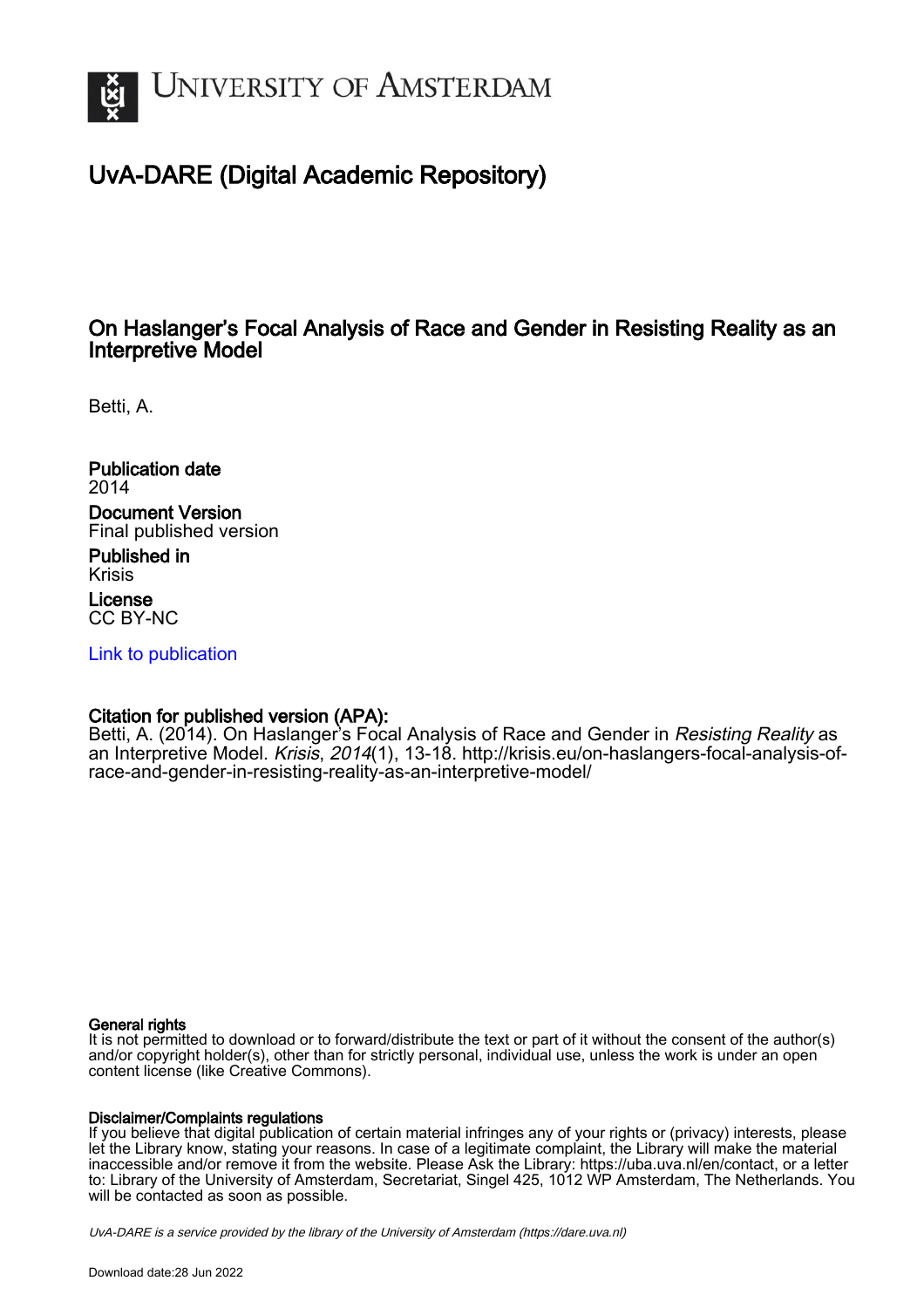# UvA-DARE (Digital Academic Repository)

## On Haslanger's Focal Analysis of Race and Gender in Resisting Reality as an Interpretive Model

Betti, A.

**Publication date**
2014

**Document Version**
Final published version

**Published in**
Krisis

**License**
CC BY-NC

[Link to publication](#)

**Citation for published version (APA):**
Betti, A. (2014). On Haslanger's Focal Analysis of Race and Gender in *Resisting Reality* as an Interpretive Model. *Krisis*, *2014*(1), 13-18. http://krisis.eu/on-haslangers-focal-analysis-of-race-and-gender-in-resisting-reality-as-an-interpretive-model/

**General rights**
It is not permitted to download or to forward/distribute the text or part of it without the consent of the author(s) and/or copyright holder(s), other than for strictly personal, individual use, unless the work is under an open content license (like Creative Commons).

**Disclaimer/Complaints regulations**
If you believe that digital publication of certain material infringes any of your rights or (privacy) interests, please let the Library know, stating your reasons. In case of a legitimate complaint, the Library will make the material inaccessible and/or remove it from the website. Please Ask the Library: https://uba.uva.nl/en/contact, or a letter to: Library of the University of Amsterdam, Secretariat, Singel 425, 1012 WP Amsterdam, The Netherlands. You will be contacted as soon as possible.

*UvA-DARE is a service provided by the library of the University of Amsterdam (https://dare.uva.nl)*

Download date:28 Jun 2022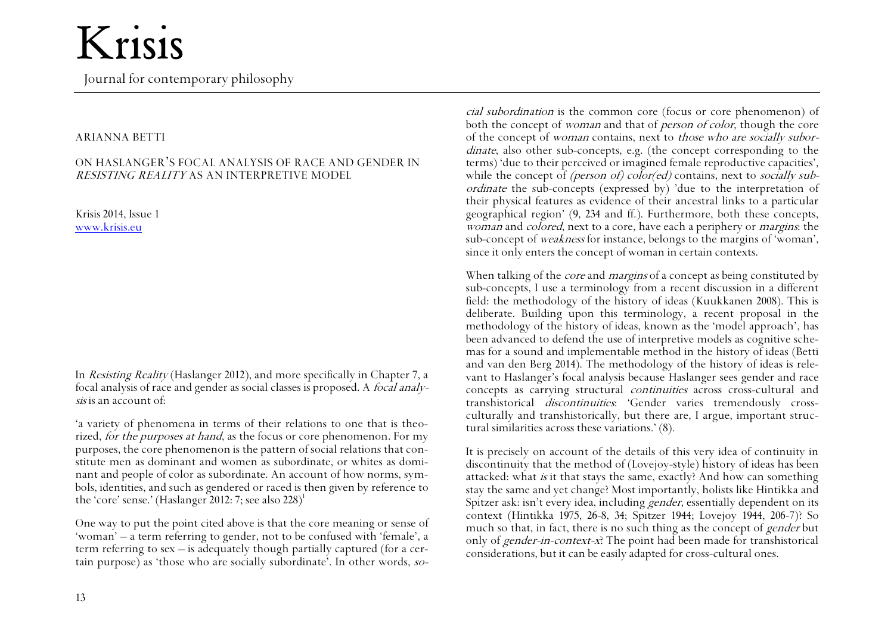# Krisis

Journal for contemporary philosophy

ARIANNA BETTI

## ON HASLANGER'S FOCAL ANALYSIS OF RACE AND GENDER IN *RESISTING REALITY* AS AN INTERPRETIVE MODEL

Krisis 2014, Issue 1
www.krisis.eu

In *Resisting Reality* (Haslanger 2012), and more specifically in Chapter 7, a focal analysis of race and gender as social classes is proposed. A *focal analysis* is an account of:

'a variety of phenomena in terms of their relations to one that is theorized, *for the purposes at hand*, as the focus or core phenomenon. For my purposes, the core phenomenon is the pattern of social relations that constitute men as dominant and women as subordinate, or whites as dominant and people of color as subordinate. An account of how norms, symbols, identities, and such as gendered or raced is then given by reference to the 'core' sense.' (Haslanger 2012: 7; see also 228)[1]

One way to put the point cited above is that the core meaning or sense of 'woman' – a term referring to gender, not to be confused with 'female', a term referring to sex – is adequately though partially captured (for a certain purpose) as 'those who are socially subordinate'. In other words, *social subordination* is the common core (focus or core phenomenon) of both the concept of *woman* and that of *person of color*, though the core of the concept of *woman* contains, next to *those who are socially subordinate*, also other sub-concepts, e.g. (the concept corresponding to the terms) 'due to their perceived or imagined female reproductive capacities', while the concept of *(person of) color(ed)* contains, next to *socially subordinate* the sub-concepts (expressed by) 'due to the interpretation of their physical features as evidence of their ancestral links to a particular geographical region' (9, 234 and ff.). Furthermore, both these concepts, *woman* and *colored*, next to a core, have each a periphery or *margins*: the sub-concept of *weakness* for instance, belongs to the margins of 'woman', since it only enters the concept of woman in certain contexts.

When talking of the *core* and *margins* of a concept as being constituted by sub-concepts, I use a terminology from a recent discussion in a different field: the methodology of the history of ideas (Kuukkanen 2008). This is deliberate. Building upon this terminology, a recent proposal in the methodology of the history of ideas, known as the 'model approach', has been advanced to defend the use of interpretive models as cognitive schemas for a sound and implementable method in the history of ideas (Betti and van den Berg 2014). The methodology of the history of ideas is relevant to Haslanger's focal analysis because Haslanger sees gender and race concepts as carrying structural *continuities* across cross-cultural and transhistorical *discontinuities*: 'Gender varies tremendously cross-culturally and transhistorically, but there are, I argue, important structural similarities across these variations.' (8).

It is precisely on account of the details of this very idea of continuity in discontinuity that the method of (Lovejoy-style) history of ideas has been attacked: what *is* it that stays the same, exactly? And how can something stay the same and yet change? Most importantly, holists like Hintikka and Spitzer ask: isn't every idea, including *gender*, essentially dependent on its context (Hintikka 1975, 26-8, 34; Spitzer 1944; Lovejoy 1944, 206-7)? So much so that, in fact, there is no such thing as the concept of *gender* but only of *gender-in-context-x*? The point had been made for transhistorical considerations, but it can be easily adapted for cross-cultural ones.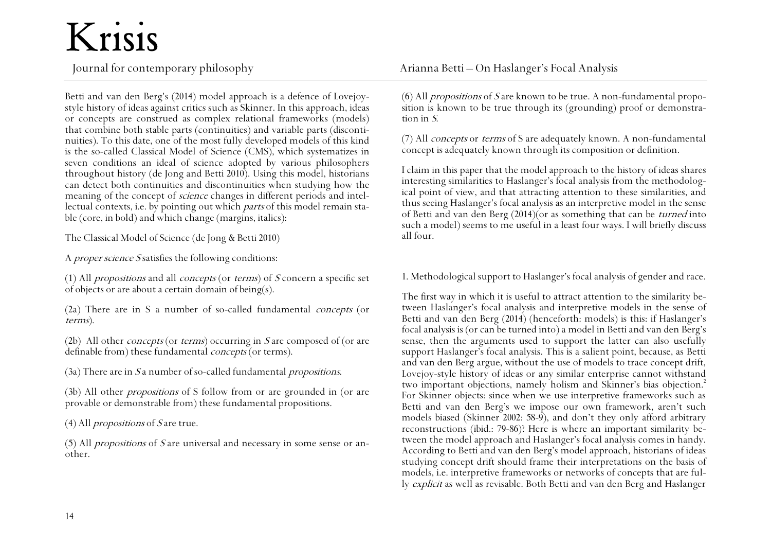Betti and van den Berg's (2014) model approach is a defence of Lovejoy-style history of ideas against critics such as Skinner. In this approach, ideas or concepts are construed as complex relational frameworks (models) that combine both stable parts (continuities) and variable parts (discontinuities). To this date, one of the most fully developed models of this kind is the so-called Classical Model of Science (CMS), which systematizes in seven conditions an ideal of science adopted by various philosophers throughout history (de Jong and Betti 2010). Using this model, historians can detect both continuities and discontinuities when studying how the meaning of the concept of *science* changes in different periods and intellectual contexts, i.e. by pointing out which *parts* of this model remain stable (core, in bold) and which change (margins, italics):

The Classical Model of Science (de Jong & Betti 2010)

A *proper science S* satisfies the following conditions:

(1) All *propositions* and all *concepts* (or *terms*) of *S* concern a specific set of objects or are about a certain domain of being(s).

(2a) There are in S a number of so-called fundamental *concepts* (or *terms*).

(2b) All other *concepts* (or *terms*) occurring in *S* are composed of (or are definable from) these fundamental *concepts* (or terms).

(3a) There are in *S* a number of so-called fundamental *propositions*.

(3b) All other *propositions* of S follow from or are grounded in (or are provable or demonstrable from) these fundamental propositions.

(4) All *propositions* of *S* are true.

(5) All *propositions* of *S* are universal and necessary in some sense or another.

(6) All *propositions* of *S* are known to be true. A non-fundamental proposition is known to be true through its (grounding) proof or demonstration in *S*.

(7) All *concepts* or *terms* of S are adequately known. A non-fundamental concept is adequately known through its composition or definition.

I claim in this paper that the model approach to the history of ideas shares interesting similarities to Haslanger's focal analysis from the methodological point of view, and that attracting attention to these similarities, and thus seeing Haslanger's focal analysis as an interpretive model in the sense of Betti and van den Berg (2014)(or as something that can be *turned* into such a model) seems to me useful in a least four ways. I will briefly discuss all four.

1. Methodological support to Haslanger's focal analysis of gender and race.

The first way in which it is useful to attract attention to the similarity between Haslanger's focal analysis and interpretive models in the sense of Betti and van den Berg (2014) (henceforth: models) is this: if Haslanger's focal analysis is (or can be turned into) a model in Betti and van den Berg's sense, then the arguments used to support the latter can also usefully support Haslanger's focal analysis. This is a salient point, because, as Betti and van den Berg argue, without the use of models to trace concept drift, Lovejoy-style history of ideas or any similar enterprise cannot withstand two important objections, namely holism and Skinner's bias objection.[2] For Skinner objects: since when we use interpretive frameworks such as Betti and van den Berg's we impose our own framework, aren't such models biased (Skinner 2002: 58-9), and don't they only afford arbitrary reconstructions (ibid.: 79-86)? Here is where an important similarity between the model approach and Haslanger's focal analysis comes in handy. According to Betti and van den Berg's model approach, historians of ideas studying concept drift should frame their interpretations on the basis of models, i.e. interpretive frameworks or networks of concepts that are fully *explicit* as well as revisable. Both Betti and van den Berg and Haslanger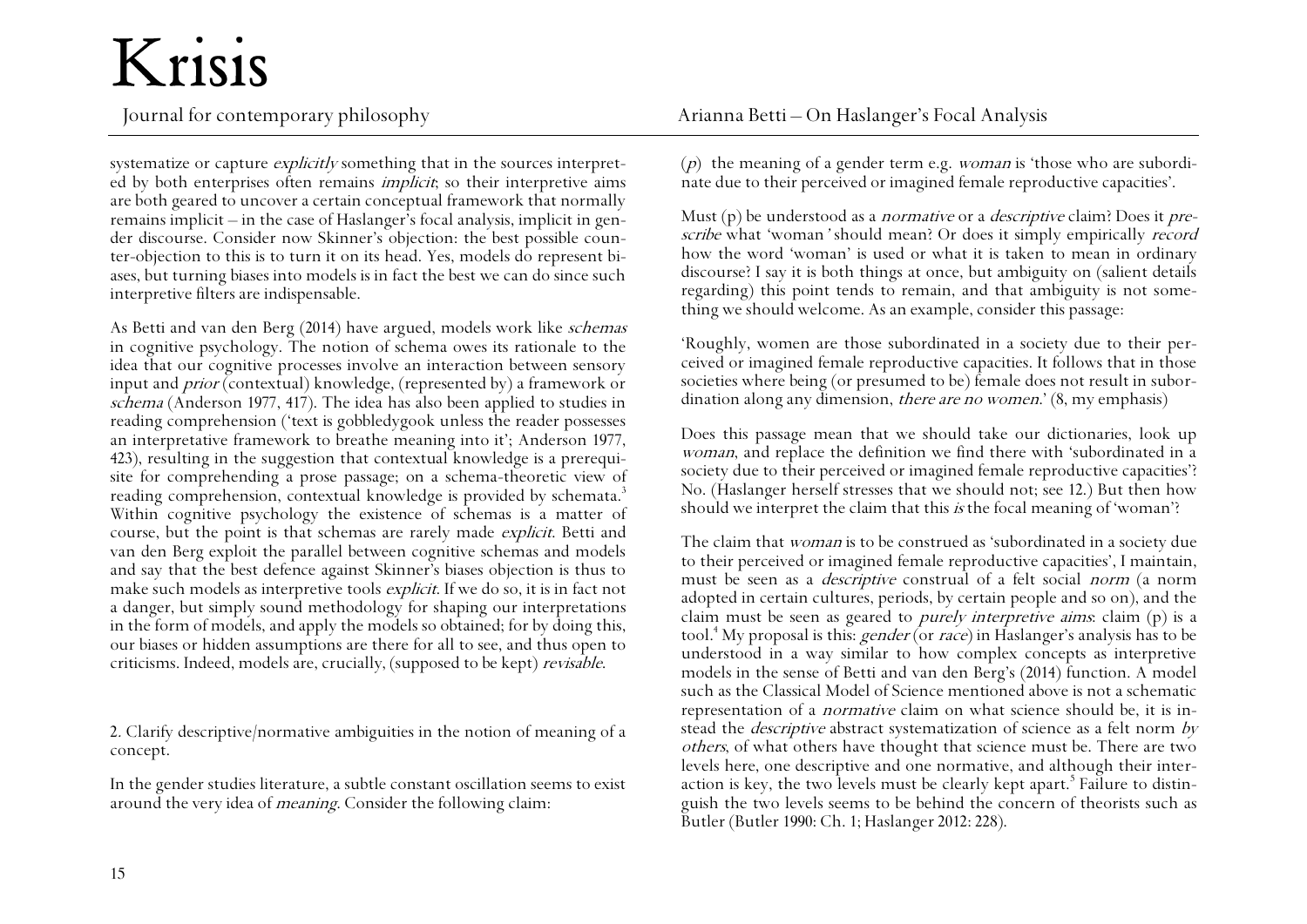systematize or capture *explicitly* something that in the sources interpreted by both enterprises often remains *implicit*; so their interpretive aims are both geared to uncover a certain conceptual framework that normally remains implicit – in the case of Haslanger's focal analysis, implicit in gender discourse. Consider now Skinner's objection: the best possible counter-objection to this is to turn it on its head. Yes, models do represent biases, but turning biases into models is in fact the best we can do since such interpretive filters are indispensable.

As Betti and van den Berg (2014) have argued, models work like *schemas* in cognitive psychology. The notion of schema owes its rationale to the idea that our cognitive processes involve an interaction between sensory input and *prior* (contextual) knowledge, (represented by) a framework or *schema* (Anderson 1977, 417). The idea has also been applied to studies in reading comprehension ('text is gobbledygook unless the reader possesses an interpretative framework to breathe meaning into it'; Anderson 1977, 423), resulting in the suggestion that contextual knowledge is a prerequisite for comprehending a prose passage; on a schema-theoretic view of reading comprehension, contextual knowledge is provided by schemata.[3] Within cognitive psychology the existence of schemas is a matter of course, but the point is that schemas are rarely made *explicit*. Betti and van den Berg exploit the parallel between cognitive schemas and models and say that the best defence against Skinner's biases objection is thus to make such models as interpretive tools *explicit*. If we do so, it is in fact not a danger, but simply sound methodology for shaping our interpretations in the form of models, and apply the models so obtained; for by doing this, our biases or hidden assumptions are there for all to see, and thus open to criticisms. Indeed, models are, crucially, (supposed to be kept) *revisable*.

2. Clarify descriptive/normative ambiguities in the notion of meaning of a concept.

In the gender studies literature, a subtle constant oscillation seems to exist around the very idea of *meaning*. Consider the following claim:

(*p*) the meaning of a gender term e.g. *woman* is 'those who are subordinate due to their perceived or imagined female reproductive capacities'.

Must (p) be understood as a *normative* or a *descriptive* claim? Does it *prescribe* what 'woman' should mean? Or does it simply empirically *record* how the word 'woman' is used or what it is taken to mean in ordinary discourse? I say it is both things at once, but ambiguity on (salient details regarding) this point tends to remain, and that ambiguity is not something we should welcome. As an example, consider this passage:

'Roughly, women are those subordinated in a society due to their perceived or imagined female reproductive capacities. It follows that in those societies where being (or presumed to be) female does not result in subordination along any dimension, *there are no women*.' (8, my emphasis)

Does this passage mean that we should take our dictionaries, look up *woman*, and replace the definition we find there with 'subordinated in a society due to their perceived or imagined female reproductive capacities'? No. (Haslanger herself stresses that we should not; see 12.) But then how should we interpret the claim that this *is* the focal meaning of 'woman'?

The claim that *woman* is to be construed as 'subordinated in a society due to their perceived or imagined female reproductive capacities', I maintain, must be seen as a *descriptive* construal of a felt social *norm* (a norm adopted in certain cultures, periods, by certain people and so on), and the claim must be seen as geared to *purely interpretive aims*: claim (p) is a tool.[4] My proposal is this: *gender* (or *race*) in Haslanger's analysis has to be understood in a way similar to how complex concepts as interpretive models in the sense of Betti and van den Berg's (2014) function. A model such as the Classical Model of Science mentioned above is not a schematic representation of a *normative* claim on what science should be, it is instead the *descriptive* abstract systematization of science as a felt norm *by others*, of what others have thought that science must be. There are two levels here, one descriptive and one normative, and although their interaction is key, the two levels must be clearly kept apart.[5] Failure to distinguish the two levels seems to be behind the concern of theorists such as Butler (Butler 1990: Ch. 1; Haslanger 2012: 228).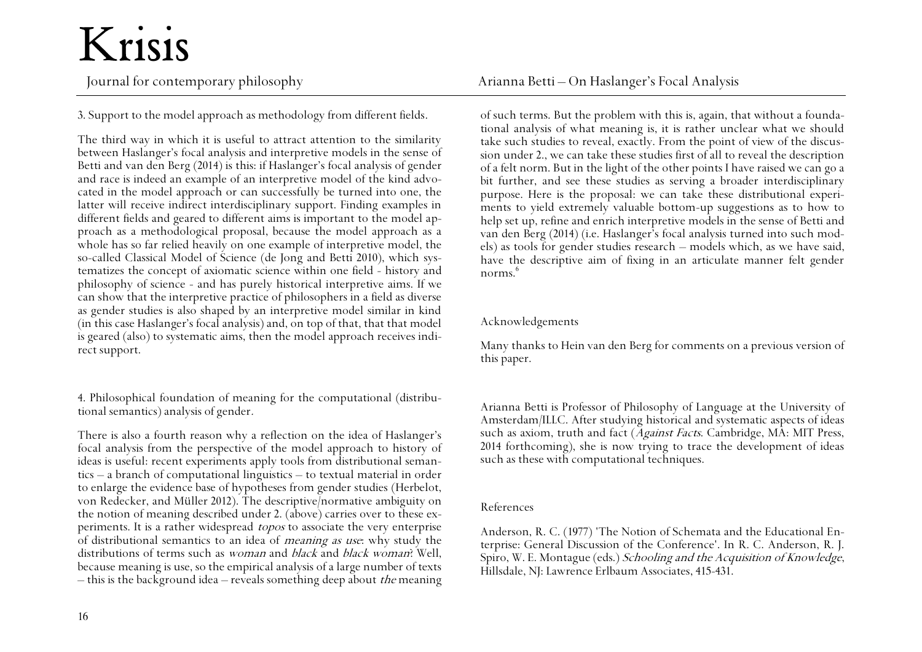3. Support to the model approach as methodology from different fields.

The third way in which it is useful to attract attention to the similarity between Haslanger's focal analysis and interpretive models in the sense of Betti and van den Berg (2014) is this: if Haslanger's focal analysis of gender and race is indeed an example of an interpretive model of the kind advocated in the model approach or can successfully be turned into one, the latter will receive indirect interdisciplinary support. Finding examples in different fields and geared to different aims is important to the model approach as a methodological proposal, because the model approach as a whole has so far relied heavily on one example of interpretive model, the so-called Classical Model of Science (de Jong and Betti 2010), which systematizes the concept of axiomatic science within one field - history and philosophy of science - and has purely historical interpretive aims. If we can show that the interpretive practice of philosophers in a field as diverse as gender studies is also shaped by an interpretive model similar in kind (in this case Haslanger's focal analysis) and, on top of that, that that model is geared (also) to systematic aims, then the model approach receives indirect support.

4. Philosophical foundation of meaning for the computational (distributional semantics) analysis of gender.

There is also a fourth reason why a reflection on the idea of Haslanger's focal analysis from the perspective of the model approach to history of ideas is useful: recent experiments apply tools from distributional semantics – a branch of computational linguistics – to textual material in order to enlarge the evidence base of hypotheses from gender studies (Herbelot, von Redecker, and Müller 2012). The descriptive/normative ambiguity on the notion of meaning described under 2. (above) carries over to these experiments. It is a rather widespread *topos* to associate the very enterprise of distributional semantics to an idea of *meaning as use*: why study the distributions of terms such as *woman* and *black* and *black woman*? Well, because meaning is use, so the empirical analysis of a large number of texts – this is the background idea – reveals something deep about *the* meaning of such terms. But the problem with this is, again, that without a foundational analysis of what meaning is, it is rather unclear what we should take such studies to reveal, exactly. From the point of view of the discussion under 2., we can take these studies first of all to reveal the description of a felt norm. But in the light of the other points I have raised we can go a bit further, and see these studies as serving a broader interdisciplinary purpose. Here is the proposal: we can take these distributional experiments to yield extremely valuable bottom-up suggestions as to how to help set up, refine and enrich interpretive models in the sense of Betti and van den Berg (2014) (i.e. Haslanger's focal analysis turned into such models) as tools for gender studies research – models which, as we have said, have the descriptive aim of fixing in an articulate manner felt gender norms.[6]

## Acknowledgements

Many thanks to Hein van den Berg for comments on a previous version of this paper.

Arianna Betti is Professor of Philosophy of Language at the University of Amsterdam/ILLC. After studying historical and systematic aspects of ideas such as axiom, truth and fact (*Against Facts*. Cambridge, MA: MIT Press, 2014 forthcoming), she is now trying to trace the development of ideas such as these with computational techniques.

## References

Anderson, R. C. (1977) 'The Notion of Schemata and the Educational Enterprise: General Discussion of the Conference'. In R. C. Anderson, R. J. Spiro, W. E. Montague (eds.) *Schooling and the Acquisition of Knowledge*, Hillsdale, NJ: Lawrence Erlbaum Associates, 415-431.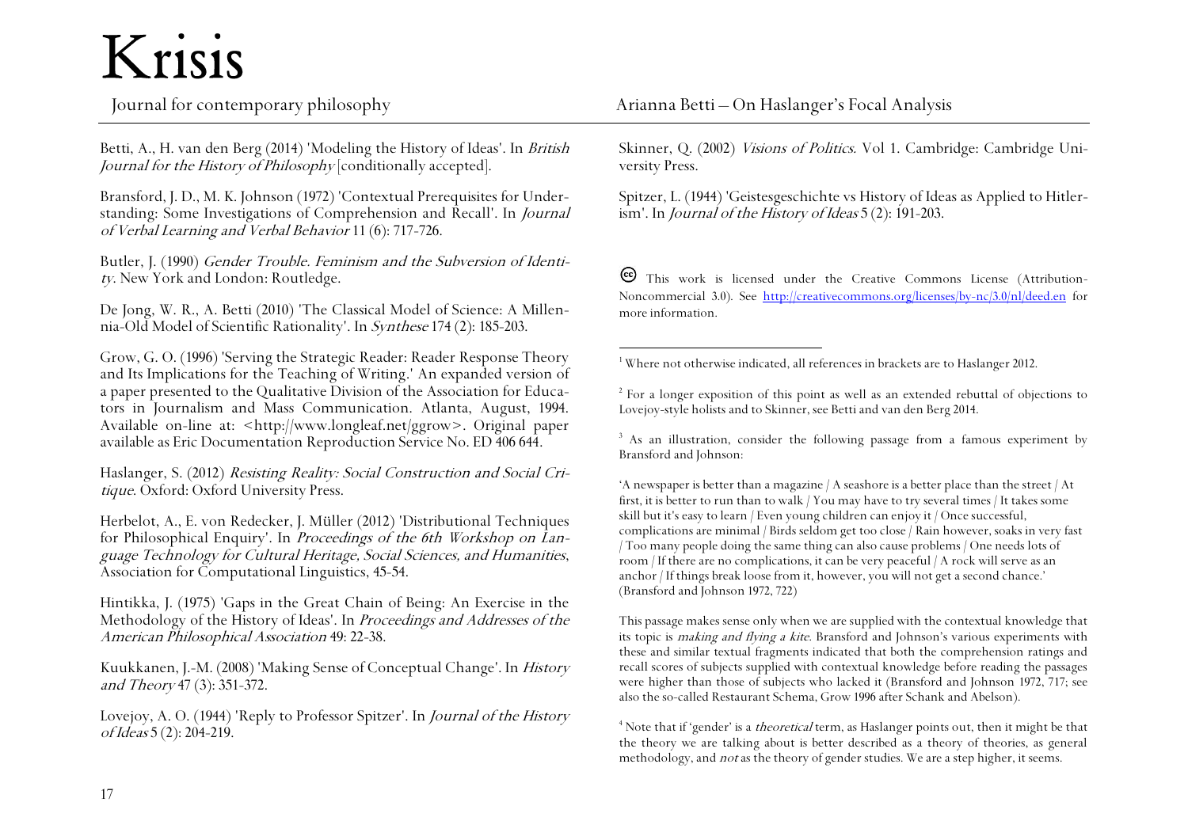Betti, A., H. van den Berg (2014) 'Modeling the History of Ideas'. In *British Journal for the History of Philosophy* [conditionally accepted].

Bransford, J. D., M. K. Johnson (1972) 'Contextual Prerequisites for Understanding: Some Investigations of Comprehension and Recall'. In *Journal of Verbal Learning and Verbal Behavior* 11 (6): 717-726.

Butler, J. (1990) *Gender Trouble. Feminism and the Subversion of Identity*. New York and London: Routledge.

De Jong, W. R., A. Betti (2010) 'The Classical Model of Science: A Millennia-Old Model of Scientific Rationality'. In *Synthese* 174 (2): 185-203.

Grow, G. O. (1996) 'Serving the Strategic Reader: Reader Response Theory and Its Implications for the Teaching of Writing.' An expanded version of a paper presented to the Qualitative Division of the Association for Educators in Journalism and Mass Communication. Atlanta, August, 1994. Available on-line at: <http://www.longleaf.net/ggrow>. Original paper available as Eric Documentation Reproduction Service No. ED 406 644.

Haslanger, S. (2012) *Resisting Reality: Social Construction and Social Critique*. Oxford: Oxford University Press.

Herbelot, A., E. von Redecker, J. Müller (2012) 'Distributional Techniques for Philosophical Enquiry'. In *Proceedings of the 6th Workshop on Language Technology for Cultural Heritage, Social Sciences, and Humanities*, Association for Computational Linguistics, 45-54.

Hintikka, J. (1975) 'Gaps in the Great Chain of Being: An Exercise in the Methodology of the History of Ideas'. In *Proceedings and Addresses of the American Philosophical Association* 49: 22-38.

Kuukkanen, J.-M. (2008) 'Making Sense of Conceptual Change'. In *History and Theory* 47 (3): 351-372.

Lovejoy, A. O. (1944) 'Reply to Professor Spitzer'. In *Journal of the History of Ideas* 5 (2): 204-219.

Skinner, Q. (2002) *Visions of Politics*. Vol 1. Cambridge: Cambridge University Press.

Spitzer, L. (1944) 'Geistesgeschichte vs History of Ideas as Applied to Hitlerism'. In *Journal of the History of Ideas* 5 (2): 191-203.

(cc) This work is licensed under the Creative Commons License (Attribution-Noncommercial 3.0). See http://creativecommons.org/licenses/by-nc/3.0/nl/deed.en for more information.

---

[1] Where not otherwise indicated, all references in brackets are to Haslanger 2012.

[2] For a longer exposition of this point as well as an extended rebuttal of objections to Lovejoy-style holists and to Skinner, see Betti and van den Berg 2014.

[3] As an illustration, consider the following passage from a famous experiment by Bransford and Johnson:

'A newspaper is better than a magazine / A seashore is a better place than the street / At first, it is better to run than to walk / You may have to try several times / It takes some skill but it's easy to learn / Even young children can enjoy it / Once successful, complications are minimal / Birds seldom get too close / Rain however, soaks in very fast / Too many people doing the same thing can also cause problems / One needs lots of room / If there are no complications, it can be very peaceful / A rock will serve as an anchor / If things break loose from it, however, you will not get a second chance.' (Bransford and Johnson 1972, 722)

This passage makes sense only when we are supplied with the contextual knowledge that its topic is *making and flying a kite*. Bransford and Johnson's various experiments with these and similar textual fragments indicated that both the comprehension ratings and recall scores of subjects supplied with contextual knowledge before reading the passages were higher than those of subjects who lacked it (Bransford and Johnson 1972, 717; see also the so-called Restaurant Schema, Grow 1996 after Schank and Abelson).

[4] Note that if 'gender' is a *theoretical* term, as Haslanger points out, then it might be that the theory we are talking about is better described as a theory of theories, as general methodology, and *not* as the theory of gender studies. We are a step higher, it seems.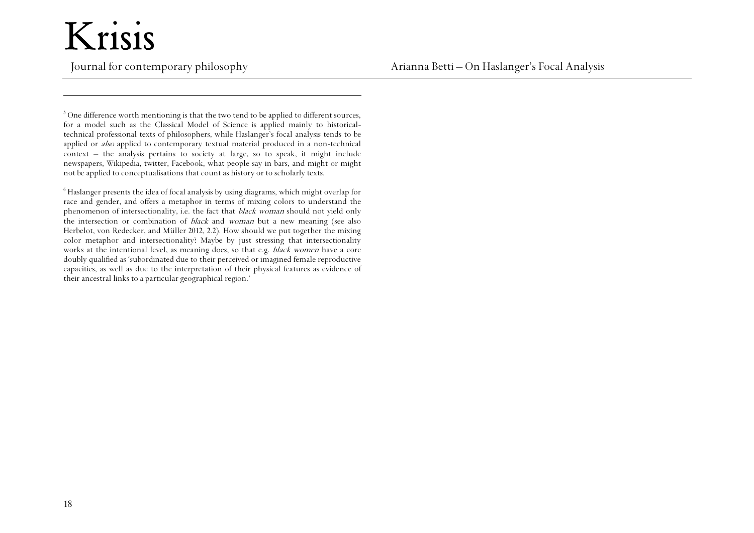[5] One difference worth mentioning is that the two tend to be applied to different sources, for a model such as the Classical Model of Science is applied mainly to historical-technical professional texts of philosophers, while Haslanger's focal analysis tends to be applied or *also* applied to contemporary textual material produced in a non-technical context – the analysis pertains to society at large, so to speak, it might include newspapers, Wikipedia, twitter, Facebook, what people say in bars, and might or might not be applied to conceptualisations that count as history or to scholarly texts.

[6] Haslanger presents the idea of focal analysis by using diagrams, which might overlap for race and gender, and offers a metaphor in terms of mixing colors to understand the phenomenon of intersectionality, i.e. the fact that *black woman* should not yield only the intersection or combination of *black* and *woman* but a new meaning (see also Herbelot, von Redecker, and Müller 2012, 2.2). How should we put together the mixing color metaphor and intersectionality? Maybe by just stressing that intersectionality works at the intentional level, as meaning does, so that e.g. *black women* have a core doubly qualified as 'subordinated due to their perceived or imagined female reproductive capacities, as well as due to the interpretation of their physical features as evidence of their ancestral links to a particular geographical region.'